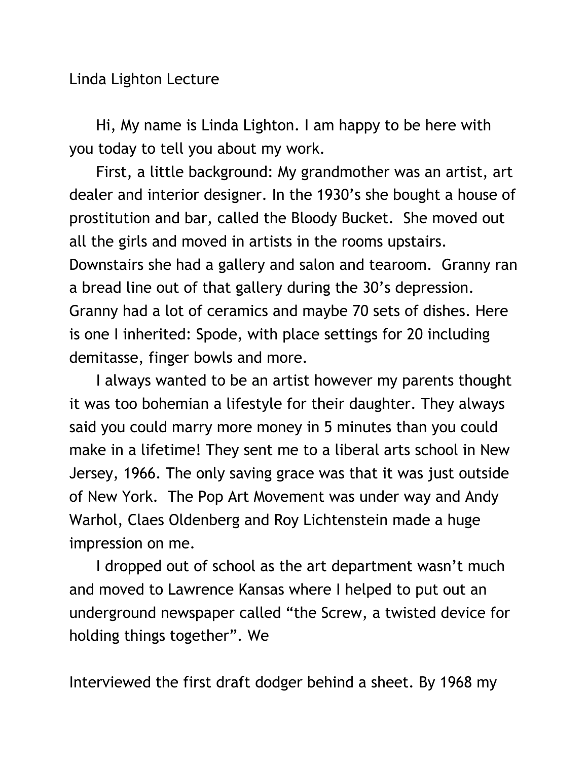Linda Lighton Lecture

Hi, My name is Linda Lighton. I am happy to be here with you today to tell you about my work.

First, a little background: My grandmother was an artist, art dealer and interior designer. In the 1930's she bought a house of prostitution and bar, called the Bloody Bucket. She moved out all the girls and moved in artists in the rooms upstairs. Downstairs she had a gallery and salon and tearoom. Granny ran a bread line out of that gallery during the 30's depression. Granny had a lot of ceramics and maybe 70 sets of dishes. Here is one I inherited: Spode, with place settings for 20 including demitasse, finger bowls and more.

I always wanted to be an artist however my parents thought it was too bohemian a lifestyle for their daughter. They always said you could marry more money in 5 minutes than you could make in a lifetime! They sent me to a liberal arts school in New Jersey, 1966. The only saving grace was that it was just outside of New York. The Pop Art Movement was under way and Andy Warhol, Claes Oldenberg and Roy Lichtenstein made a huge impression on me.

I dropped out of school as the art department wasn't much and moved to Lawrence Kansas where I helped to put out an underground newspaper called "the Screw, a twisted device for holding things together". We

Interviewed the first draft dodger behind a sheet. By 1968 my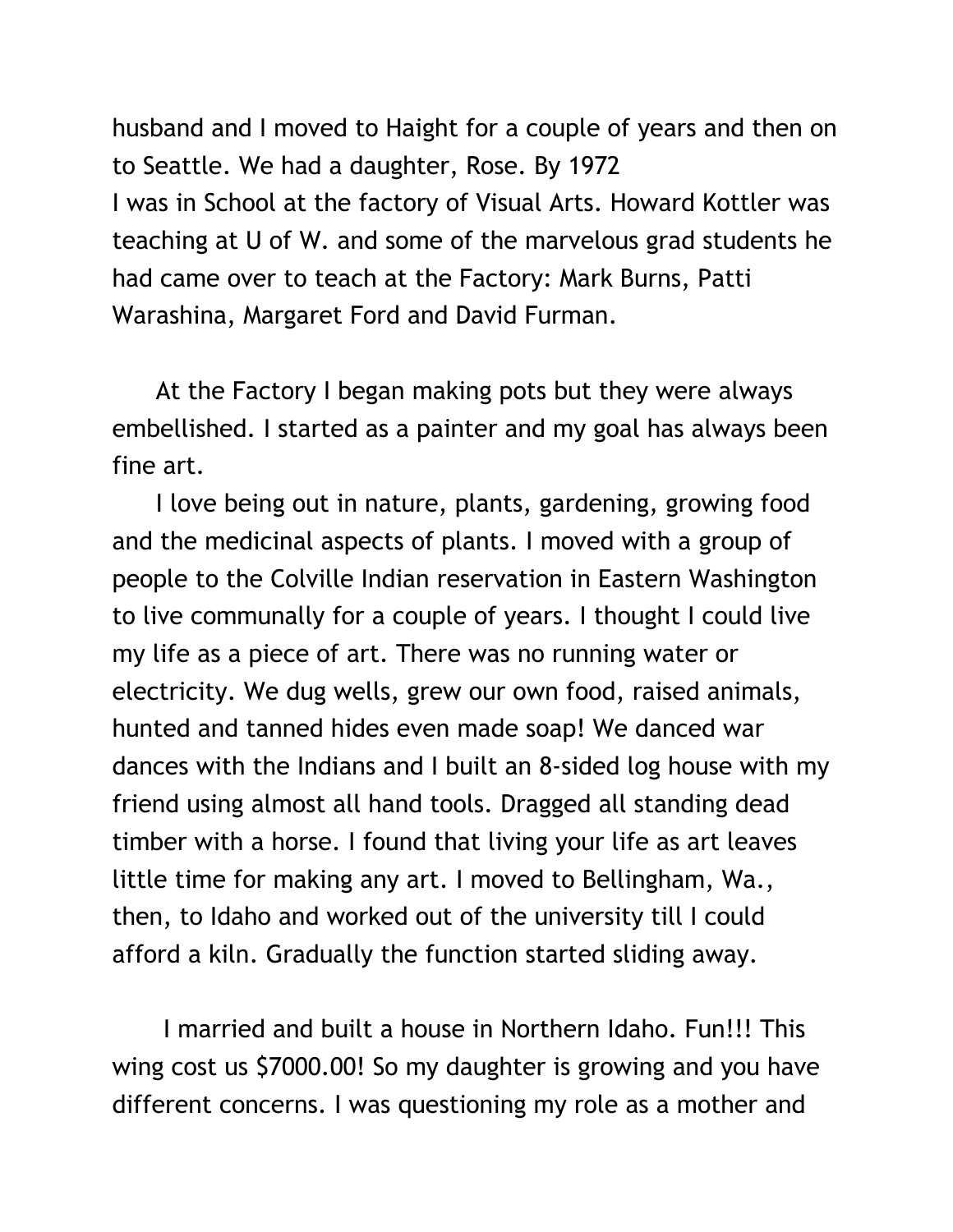husband and I moved to Haight for a couple of years and then on to Seattle. We had a daughter, Rose. By 1972
I was in School at the factory of Visual Arts. Howard Kottler was teaching at U of W. and some of the marvelous grad students he had came over to teach at the Factory: Mark Burns, Patti Warashina, Margaret Ford and David Furman.

At the Factory I began making pots but they were always embellished. I started as a painter and my goal has always been fine art.

I love being out in nature, plants, gardening, growing food and the medicinal aspects of plants. I moved with a group of people to the Colville Indian reservation in Eastern Washington to live communally for a couple of years. I thought I could live my life as a piece of art. There was no running water or electricity. We dug wells, grew our own food, raised animals, hunted and tanned hides even made soap! We danced war dances with the Indians and I built an 8-sided log house with my friend using almost all hand tools. Dragged all standing dead timber with a horse. I found that living your life as art leaves little time for making any art. I moved to Bellingham, Wa., then, to Idaho and worked out of the university till I could afford a kiln. Gradually the function started sliding away.

I married and built a house in Northern Idaho. Fun!!! This wing cost us $7000.00! So my daughter is growing and you have different concerns. I was questioning my role as a mother and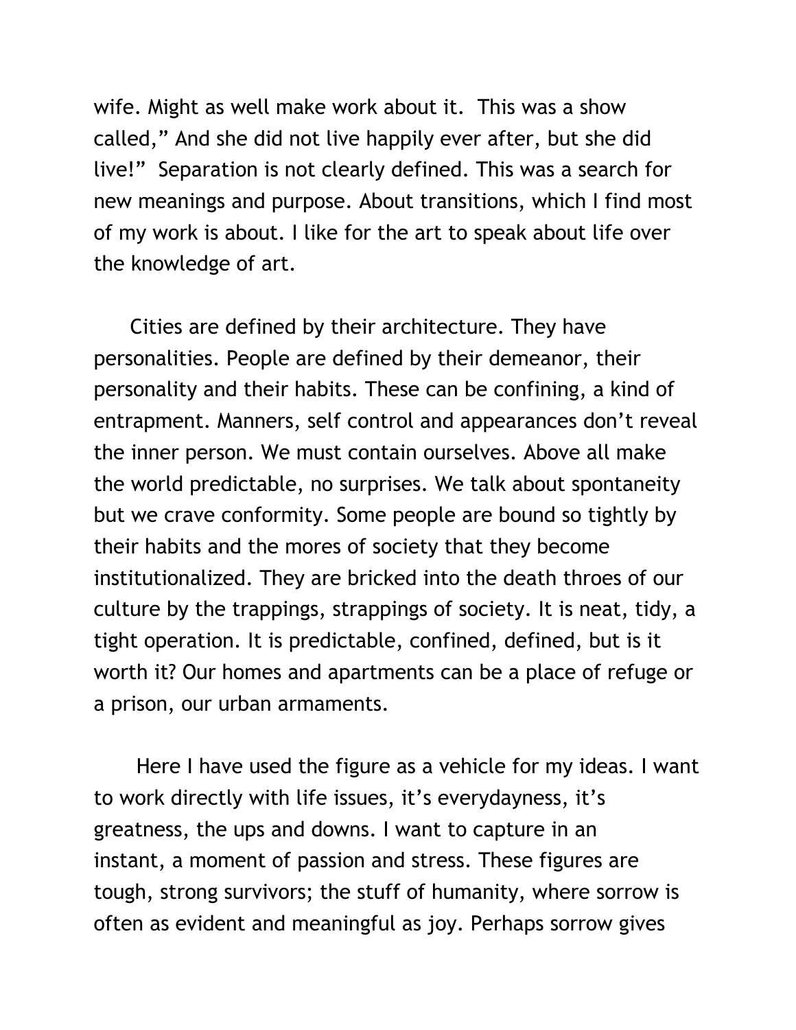wife. Might as well make work about it. This was a show called," And she did not live happily ever after, but she did live!" Separation is not clearly defined. This was a search for new meanings and purpose. About transitions, which I find most of my work is about. I like for the art to speak about life over the knowledge of art.

Cities are defined by their architecture. They have personalities. People are defined by their demeanor, their personality and their habits. These can be confining, a kind of entrapment. Manners, self control and appearances don't reveal the inner person. We must contain ourselves. Above all make the world predictable, no surprises. We talk about spontaneity but we crave conformity. Some people are bound so tightly by their habits and the mores of society that they become institutionalized. They are bricked into the death throes of our culture by the trappings, strappings of society. It is neat, tidy, a tight operation. It is predictable, confined, defined, but is it worth it? Our homes and apartments can be a place of refuge or a prison, our urban armaments.

Here I have used the figure as a vehicle for my ideas. I want to work directly with life issues, it's everydayness, it's greatness, the ups and downs. I want to capture in an instant, a moment of passion and stress. These figures are tough, strong survivors; the stuff of humanity, where sorrow is often as evident and meaningful as joy. Perhaps sorrow gives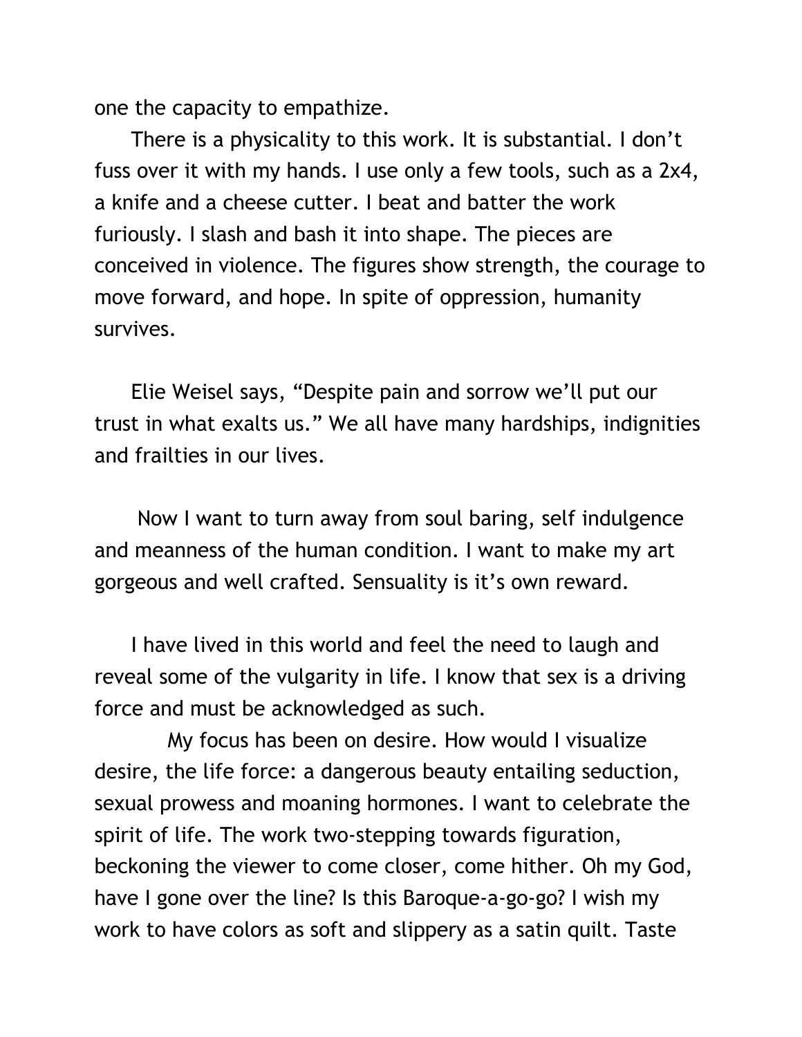one the capacity to empathize.

There is a physicality to this work. It is substantial. I don't fuss over it with my hands. I use only a few tools, such as a 2x4, a knife and a cheese cutter. I beat and batter the work furiously. I slash and bash it into shape. The pieces are conceived in violence. The figures show strength, the courage to move forward, and hope. In spite of oppression, humanity survives.

Elie Weisel says, "Despite pain and sorrow we'll put our trust in what exalts us." We all have many hardships, indignities and frailties in our lives.

Now I want to turn away from soul baring, self indulgence and meanness of the human condition. I want to make my art gorgeous and well crafted. Sensuality is it's own reward.

I have lived in this world and feel the need to laugh and reveal some of the vulgarity in life. I know that sex is a driving force and must be acknowledged as such.

My focus has been on desire. How would I visualize desire, the life force: a dangerous beauty entailing seduction, sexual prowess and moaning hormones. I want to celebrate the spirit of life. The work two-stepping towards figuration, beckoning the viewer to come closer, come hither. Oh my God, have I gone over the line? Is this Baroque-a-go-go? I wish my work to have colors as soft and slippery as a satin quilt. Taste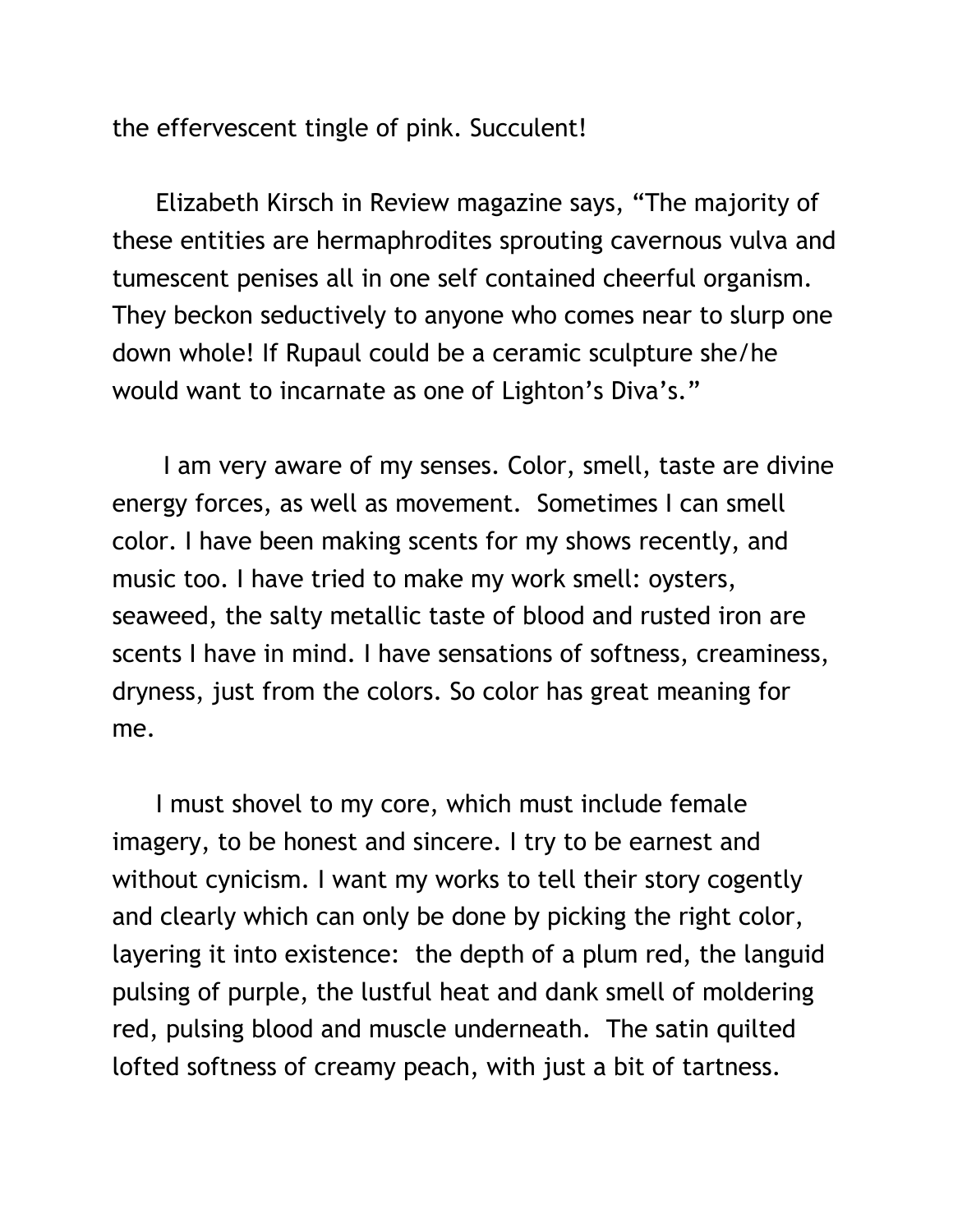the effervescent tingle of pink. Succulent!

Elizabeth Kirsch in Review magazine says, “The majority of these entities are hermaphrodites sprouting cavernous vulva and tumescent penises all in one self contained cheerful organism. They beckon seductively to anyone who comes near to slurp one down whole! If Rupaul could be a ceramic sculpture she/he would want to incarnate as one of Lighton’s Diva’s.”

I am very aware of my senses. Color, smell, taste are divine energy forces, as well as movement. Sometimes I can smell color. I have been making scents for my shows recently, and music too. I have tried to make my work smell: oysters, seaweed, the salty metallic taste of blood and rusted iron are scents I have in mind. I have sensations of softness, creaminess, dryness, just from the colors. So color has great meaning for me.

I must shovel to my core, which must include female imagery, to be honest and sincere. I try to be earnest and without cynicism. I want my works to tell their story cogently and clearly which can only be done by picking the right color, layering it into existence: the depth of a plum red, the languid pulsing of purple, the lustful heat and dank smell of moldering red, pulsing blood and muscle underneath. The satin quilted lofted softness of creamy peach, with just a bit of tartness.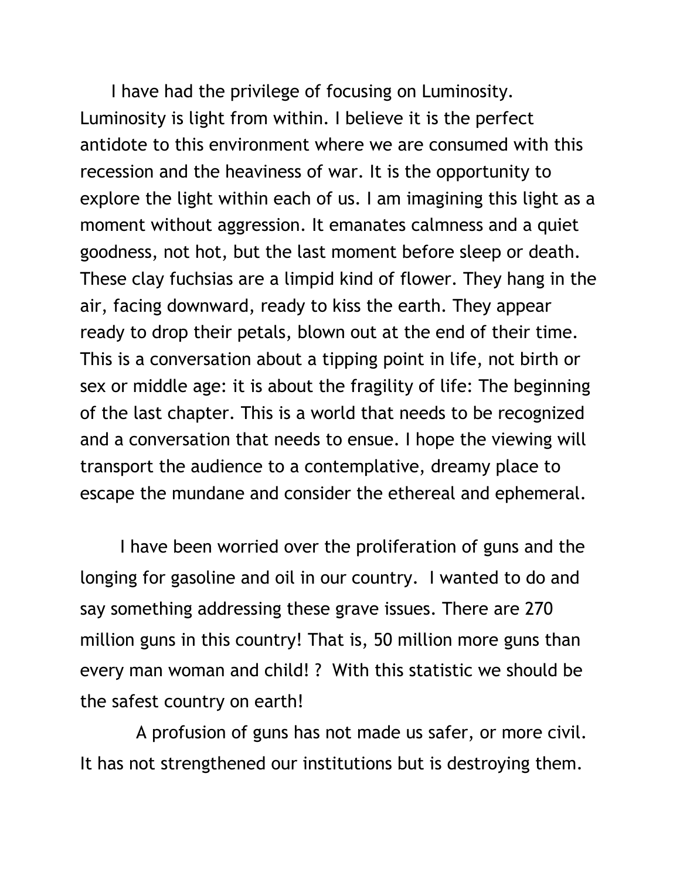I have had the privilege of focusing on Luminosity. Luminosity is light from within. I believe it is the perfect antidote to this environment where we are consumed with this recession and the heaviness of war. It is the opportunity to explore the light within each of us. I am imagining this light as a moment without aggression. It emanates calmness and a quiet goodness, not hot, but the last moment before sleep or death. These clay fuchsias are a limpid kind of flower. They hang in the air, facing downward, ready to kiss the earth. They appear ready to drop their petals, blown out at the end of their time. This is a conversation about a tipping point in life, not birth or sex or middle age: it is about the fragility of life: The beginning of the last chapter. This is a world that needs to be recognized and a conversation that needs to ensue. I hope the viewing will transport the audience to a contemplative, dreamy place to escape the mundane and consider the ethereal and ephemeral.

I have been worried over the proliferation of guns and the longing for gasoline and oil in our country. I wanted to do and say something addressing these grave issues. There are 270 million guns in this country! That is, 50 million more guns than every man woman and child! ? With this statistic we should be the safest country on earth!

A profusion of guns has not made us safer, or more civil. It has not strengthened our institutions but is destroying them.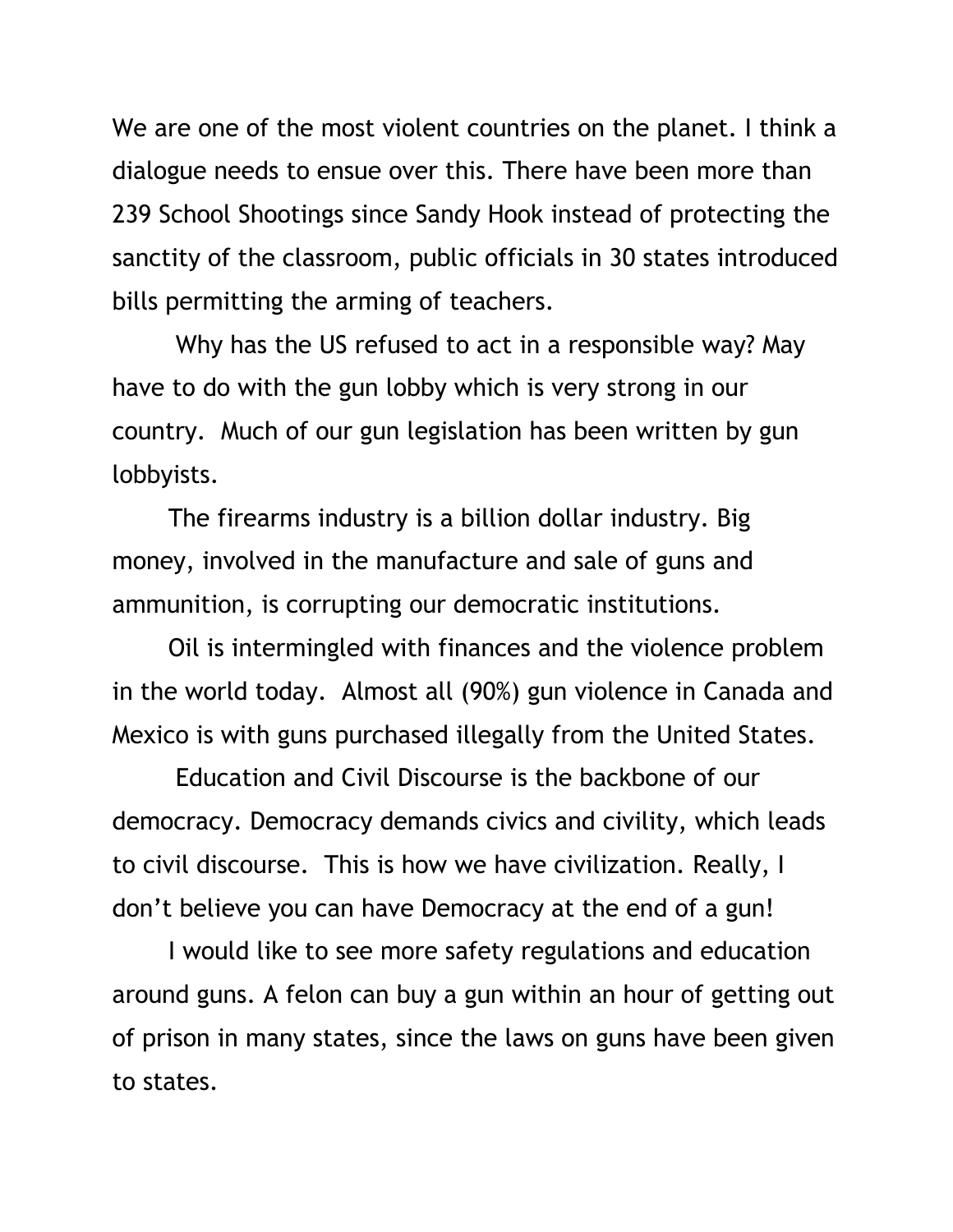We are one of the most violent countries on the planet. I think a dialogue needs to ensue over this. There have been more than 239 School Shootings since Sandy Hook instead of protecting the sanctity of the classroom, public officials in 30 states introduced bills permitting the arming of teachers.

Why has the US refused to act in a responsible way? May have to do with the gun lobby which is very strong in our country. Much of our gun legislation has been written by gun lobbyists.

The firearms industry is a billion dollar industry. Big money, involved in the manufacture and sale of guns and ammunition, is corrupting our democratic institutions.

Oil is intermingled with finances and the violence problem in the world today. Almost all (90%) gun violence in Canada and Mexico is with guns purchased illegally from the United States.

Education and Civil Discourse is the backbone of our democracy. Democracy demands civics and civility, which leads to civil discourse. This is how we have civilization. Really, I don't believe you can have Democracy at the end of a gun!

I would like to see more safety regulations and education around guns. A felon can buy a gun within an hour of getting out of prison in many states, since the laws on guns have been given to states.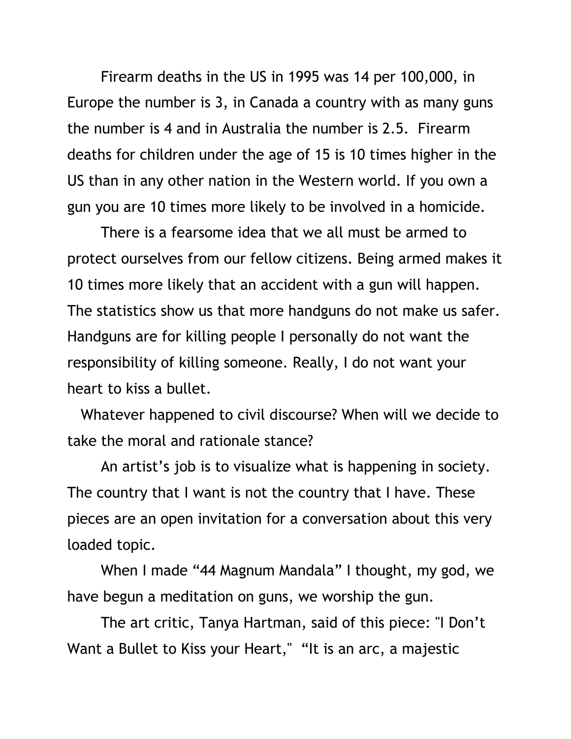Firearm deaths in the US in 1995 was 14 per 100,000, in Europe the number is 3, in Canada a country with as many guns the number is 4 and in Australia the number is 2.5. Firearm deaths for children under the age of 15 is 10 times higher in the US than in any other nation in the Western world. If you own a gun you are 10 times more likely to be involved in a homicide.

There is a fearsome idea that we all must be armed to protect ourselves from our fellow citizens. Being armed makes it 10 times more likely that an accident with a gun will happen. The statistics show us that more handguns do not make us safer. Handguns are for killing people I personally do not want the responsibility of killing someone. Really, I do not want your heart to kiss a bullet.

Whatever happened to civil discourse? When will we decide to take the moral and rationale stance?

An artist's job is to visualize what is happening in society. The country that I want is not the country that I have. These pieces are an open invitation for a conversation about this very loaded topic.

When I made "44 Magnum Mandala" I thought, my god, we have begun a meditation on guns, we worship the gun.

The art critic, Tanya Hartman, said of this piece: "I Don't Want a Bullet to Kiss your Heart," "It is an arc, a majestic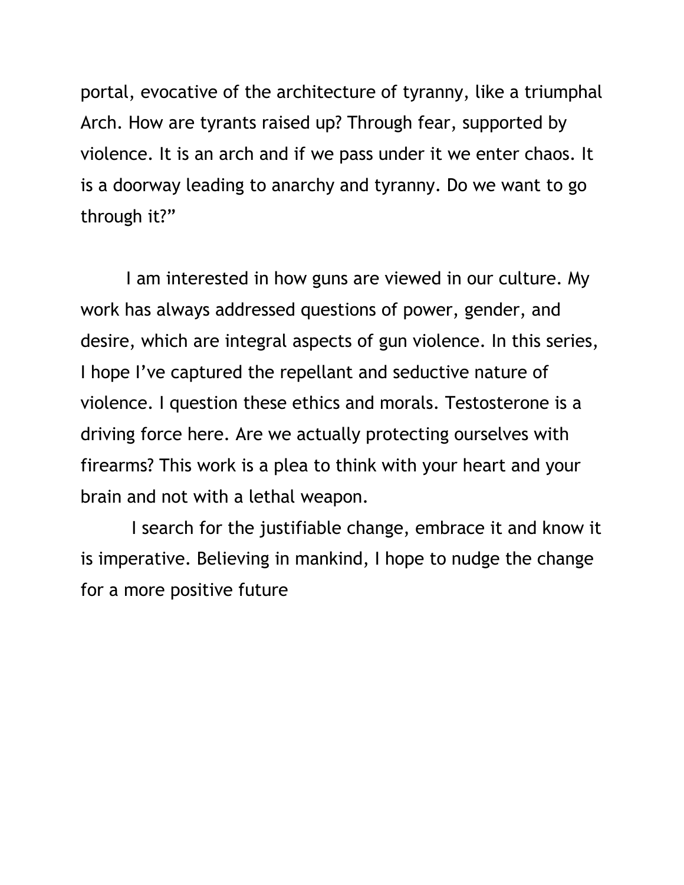portal, evocative of the architecture of tyranny, like a triumphal Arch. How are tyrants raised up? Through fear, supported by violence. It is an arch and if we pass under it we enter chaos. It is a doorway leading to anarchy and tyranny. Do we want to go through it?"

I am interested in how guns are viewed in our culture. My work has always addressed questions of power, gender, and desire, which are integral aspects of gun violence. In this series, I hope I've captured the repellant and seductive nature of violence. I question these ethics and morals. Testosterone is a driving force here. Are we actually protecting ourselves with firearms? This work is a plea to think with your heart and your brain and not with a lethal weapon.

I search for the justifiable change, embrace it and know it is imperative. Believing in mankind, I hope to nudge the change for a more positive future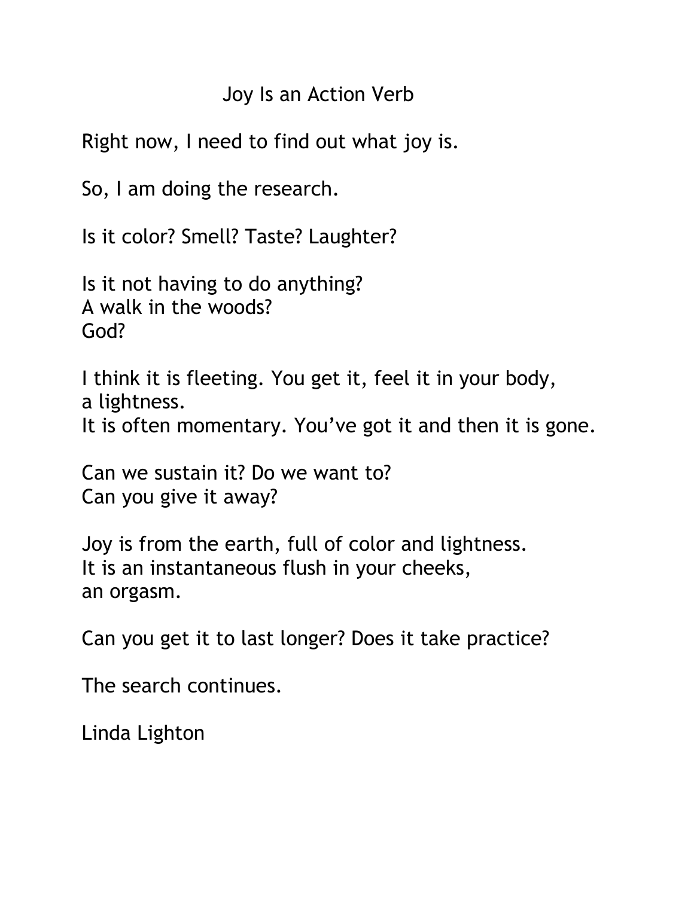# Joy Is an Action Verb

Right now, I need to find out what joy is.

So, I am doing the research.

Is it color? Smell? Taste? Laughter?

Is it not having to do anything?
A walk in the woods?
God?

I think it is fleeting. You get it, feel it in your body,
a lightness.
It is often momentary. You've got it and then it is gone.

Can we sustain it? Do we want to?
Can you give it away?

Joy is from the earth, full of color and lightness.
It is an instantaneous flush in your cheeks,
an orgasm.

Can you get it to last longer? Does it take practice?

The search continues.

Linda Lighton